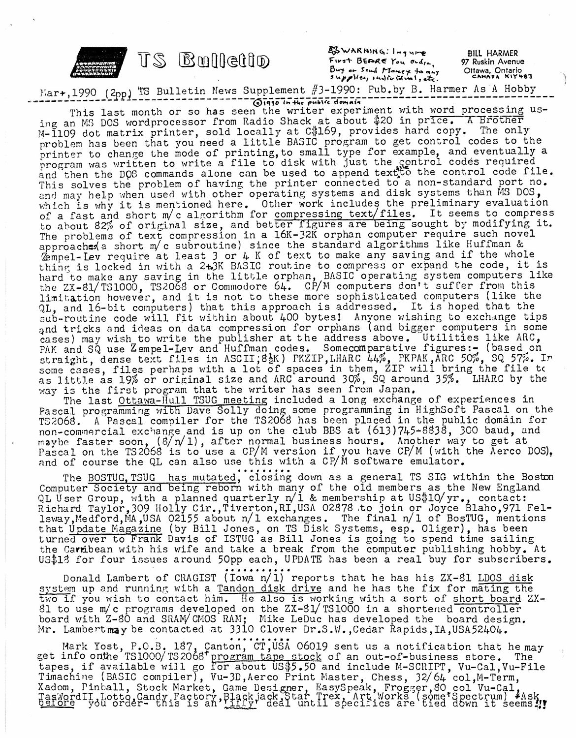# TS Bulletin

WARNING: Inquire First BEFORE You Order, Buy or Send Money to any supplier, individual, etc.

BILL HARMER
97 Ruskin Avenue
Ottawa, Ontario
CANADA K1Y4B3

Mar+,1990 (2pp) TS Bulletin News Supplement #3-1990: Pub.by B. Harmer As A Hobby

©1990 in the public domain

This last month or so has seen the writer experiment with word processing using an MS DOS wordprocessor from Radio Shack at about $20 in price. A Brother M-1109 dot matrix printer, sold locally at C$169, provides hard copy. The only problem has been that you need a little BASIC program to get control codes to the printer to change the mode of printing, to small type for example, and eventually a program was written to write a file to disk with just the control codes required and then the DOS commands alone can be used to append text to the control code file. This solves the problem of having the printer connected to a non-standard port no. and may help when used with other operating systems and disk systems than MS DOS, which is why it is mentioned here. Other work includes the preliminary evaluation of a fast and short m/c algorithm for compressing text/files. It seems to compress to about 82% of original size, and better figures are being sought by modifying it. The problems of text compression in a 16K-32K orphan computer require such novel approaches (a short m/c subroutine) since the standard algorithms like Huffman & Zempel-Lev require at least 3 or 4 K of text to make any saving and if the whole thing is locked in with a 2+3K BASIC routine to compress or expand the code, it is hard to make any saving in the little orphan, BASIC operating system computers like the ZX-81/TS1000, TS2068 or Commodore 64. CP/M computers don't suffer from this limitation however, and it is not to these more sophisticated computers (like the QL, and 16-bit computers) that this approach is addressed. It is hoped that the sub-routine code will fit within about 400 bytes! Anyone wishing to exchange tips and tricks and ideas on data compression for orphans (and bigger computers in some cases) may wish to write the publisher at the address above. Utilities like ARC, PAK and SQ use Zempel-Lev and Huffman codes. Some comparative figures:- (based on straight, dense text files in ASCII;8½K) PKZIP,LHARC 44%, PKPAK,ARC 50%, SQ 57%. In some cases, files perhaps with a lot of spaces in them, ZIP will bring the file to as little as 19% or original size and ARC around 30%, SQ around 35%. LHARC by the way is the first program that the writer has seen from Japan.

The last Ottawa-Hull TSUG meeting included a long exchange of experiences in Pascal programming with Dave Solly doing some programming in HighSoft Pascal on the TS2068. A Pascal compiler for the TS2068 has been placed in the public domain for non-commercial exchange and is up on the club BBS at (613)745-8838, 300 baud, and maybe faster soon, (8/n/1), after normal business hours. Another way to get at Pascal on the TS2068 is to use a CP/M version if you have CP/M (with the Aerco DOS), and of course the QL can also use this with a CP/M software emulator.

.........

The BOSTUG,TSUG has mutated, closing down as a general TS SIG within the Boston Computer Society and being reborn with many of the old members as the New England QL User Group, with a planned quarterly n/l & membership at US$10/yr., contact: Richard Taylor,309 Holly Cir.,Tiverton,RI,USA 02878 to join or Joyce Blaho,971 Fellsway,Medford,MA,USA 02155 about n/l exchanges. The final n/l of BosTUG, mentions that Update Magazine (by Bill Jones, on TS Disk Systems, esp. Oliger), has been turned over to Frank Davis of ISTUG as Bill Jones is going to spend time sailing the Carribean with his wife and take a break from the computer publishing hobby. At US$18 for four issues around 50pp each, UPDATE has been a real buy for subscribers.

..........

Donald Lambert of CRAGIST (Iowa n/l) reports that he has his ZX-81 LDOS disk system up and running with a Tandon disk drive and he has the fix for mating the two if you wish to contact him. He also is working with a sort of short board ZX-81 to use m/c programs developed on the ZX-81/TS1000 in a shortened controller board with Z-80 and SRAM/CMOS RAM; Mike LeDuc has developed the board design. Mr. Lambert may be contacted at 3310 Clover Dr.S.W.,Cedar Rapids,IA,USA52404.

.........

Mark Yost, P.O.B. 187, Canton, CT,USA 06019 sent us a notification that he may get info on the TS1000/TS2068 program tape stock of an out-of-business store. The tapes, if available will go for about US$5.50 and include M-SCRIPT, Vu-Cal,Vu-File Timachine (BASIC compiler), Vu-3D,Aerco Print Master, Chess, 32/64 col,M-Term, Xadom, Pinball, Stock Market, Game Designer, EasySpeak, Frogger,80 col Vu-Cal, TasWordII,Lotto,Candy Factory,Blackjack,Star Trek, Art Works (some Spectrum) Ask before you order- this is an 'iffy' deal until specifics are tied down it seems!!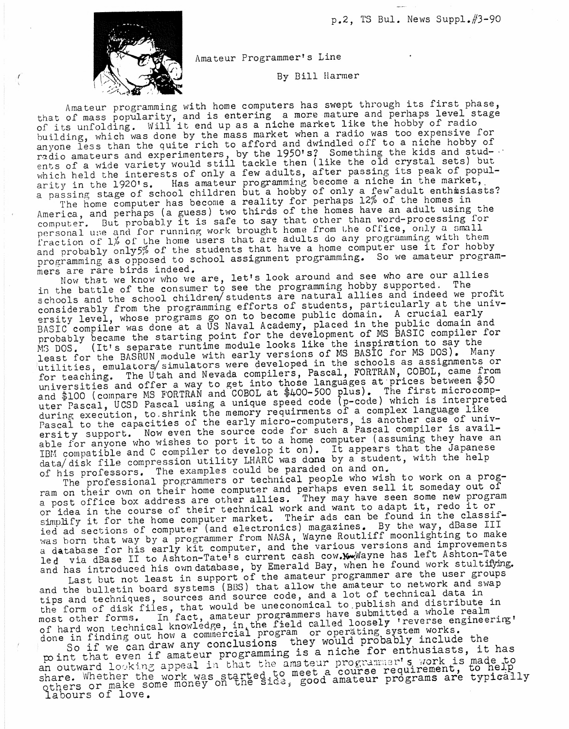# Amateur Programmer's Line

By Bill Harmer

Amateur programming with home computers has swept through its first phase, that of mass popularity, and is entering a more mature and perhaps level stage of its unfolding. Will it end up as a niche market like the hobby of radio building, which was done by the mass market when a radio was too expensive for anyone less than the quite rich to afford and dwindled off to a niche hobby of radio amateurs and experimenters, by the 1950's? Something the kids and students of a wide variety would still tackle then (like the old crystal sets) but which held the interests of only a few adults, after passing its peak of popularity in the 1920's. Has amateur programming become a niche in the market, a passing stage of school children but a hobby of only a few adult enthusiasts?

The home computer has become a reality for perhaps 12% of the homes in America, and perhaps (a guess) two thirds of the homes have an adult using the computer. But probably it is safe to say that other than word-processing for personal use and for running work brought home from the office, only a small fraction of 1% of the home users that are adults do any programming with them and probably only5% of the students that have a home computer use it for hobby programming as opposed to school assignment programming. So we amateur programmers are rare birds indeed.

Now that we know who we are, let's look around and see who are our allies in the battle of the consumer to see the programming hobby supported. The schools and the school children/students are natural allies and indeed we profit considerably from the programming efforts of students, particularly at the university level, whose programs go on to become public domain. A crucial early BASIC compiler was done at a US Naval Academy, placed in the public domain and probably became the starting point for the development of MS BASIC compiler for MS DOS. (It's separate runtime module looks like the inspiration to say the least for the BASRUN module with early versions of MS BASIC for MS DOS). Many utilities, emulators/simulators were developed in the schools as assignments or for teaching. The Utah and Nevada compilers, Pascal, FORTRAN, COBOL, came from universities and offer a way to get into those languages at prices between $50 and $100 (compare MS FORTRAN and COBOL at $400-500 plus). The first microcomputer Pascal, UCSD Pascal using a unique speed code (p-code) which is interpreted during execution, to shrink the memory requirments of a complex language like Pascal to the capacities of the early micro-computers, is another case of university support. Now even the source code for such a Pascal compiler is available for anyone who wishes to port it to a home computer (assuming they have an IBM compatible and C compiler to develop it on). It appears that the Japanese data/disk file compression utility LHARC was done by a student, with the help of his professors. The examples could be paraded on and on.

The professional programmers or technical people who wish to work on a program on their own on their home computer and perhaps even sell it someday out of a post office box address are other allies. They may have seen some new program or idea in the course of their technical work and want to adapt it, redo it or simplify it for the home computer market. Their ads can be found in the classified ad sections of computer (and electronics) magazines. By the way, dBase III was born that way by a programmer from NASA, Wayne Routliff moonlighting to make a database for his early kit computer, and the various versions and improvements led via dBase II to Ashton-Tate's current cash cow. Wayne has left Ashton-Tate and has introduced his own database, by Emerald Bay, when he found work stultifying.

Last but not least in support of the amateur programmer are the user groups and the bulletin board systems (BBS) that allow the amateur to network and swap tips and techniques, sources and source code, and a lot of technical data in the form of disk files, that would be uneconomical to publish and distribute in most other forms. In fact, amateur programmers have submitted a whole realm of hard won technical knowledge, in the field called loosely 'reverse engineering' done in finding out how a commercial program or operating system works.

So if we can draw any conclusions they would probably include the point that even if amateur programming is a niche for enthusiasts, it has an outward looking appeal in that the amateur programmer's work is made to share. Whether the work was started to meet a course requirement, to help others or make some money on the side, good amateur programs are typically labours of love.